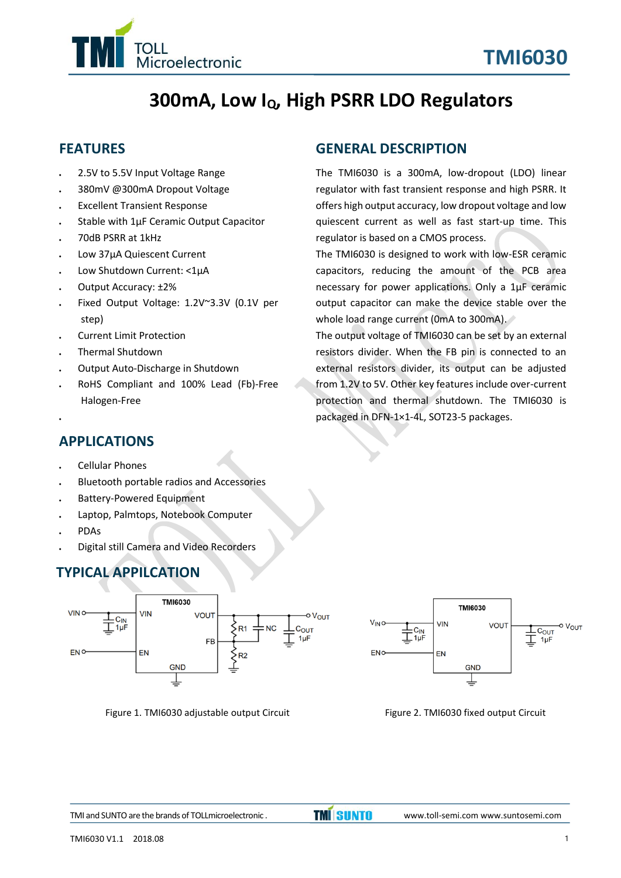# TMI6030

# 300mA, Low $I_Q$, High PSRR LDO Regulators

## FEATURES

- 2.5V to 5.5V Input Voltage Range
- 380mV @300mA Dropout Voltage
- Excellent Transient Response
- Stable with 1μF Ceramic Output Capacitor
- 70dB PSRR at 1kHz
- Low 37μA Quiescent Current
- Low Shutdown Current: <1μA
- Output Accuracy: ±2%
- Fixed Output Voltage: 1.2V~3.3V (0.1V per step)
- Current Limit Protection
- Thermal Shutdown
- Output Auto-Discharge in Shutdown
- RoHS Compliant and 100% Lead (Fb)-Free Halogen-Free

## APPLICATIONS

- Cellular Phones
- Bluetooth portable radios and Accessories
- Battery-Powered Equipment
- Laptop, Palmtops, Notebook Computer
- PDAs
- Digital still Camera and Video Recorders

## GENERAL DESCRIPTION

The TMI6030 is a 300mA, low-dropout (LDO) linear regulator with fast transient response and high PSRR. It offers high output accuracy, low dropout voltage and low quiescent current as well as fast start-up time. This regulator is based on a CMOS process.

The TMI6030 is designed to work with low-ESR ceramic capacitors, reducing the amount of the PCB area necessary for power applications. Only a 1μF ceramic output capacitor can make the device stable over the whole load range current (0mA to 300mA).

The output voltage of TMI6030 can be set by an external resistors divider. When the FB pin is connected to an external resistors divider, its output can be adjusted from 1.2V to 5V. Other key features include over-current protection and thermal shutdown. The TMI6030 is packaged in DFN-1×1-4L, SOT23-5 packages.

## TYPICAL APPILCATION

Figure 1. TMI6030 adjustable output Circuit

Figure 2. TMI6030 fixed output Circuit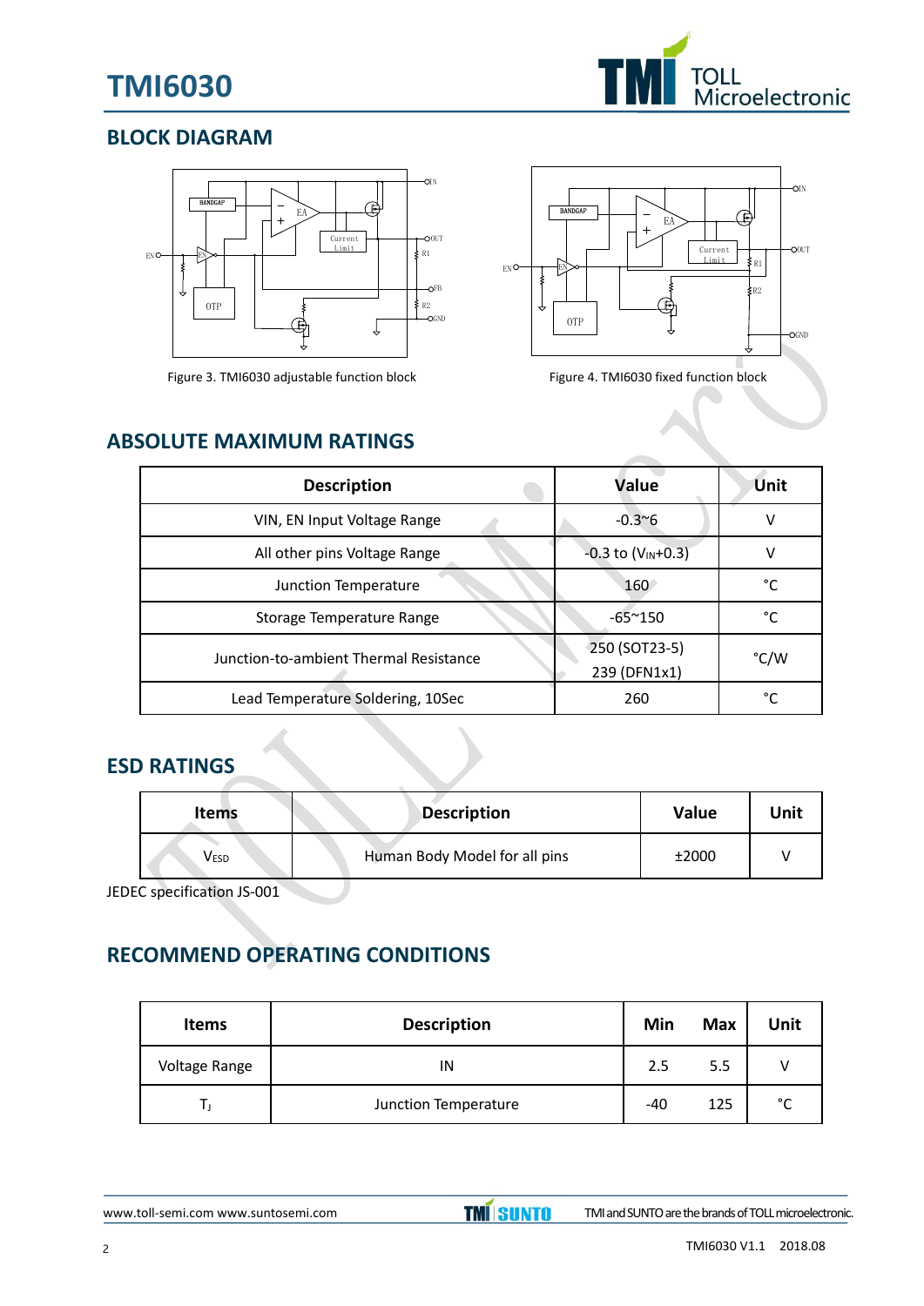## BLOCK DIAGRAM

Figure 3. TMI6030 adjustable function block

Figure 4. TMI6030 fixed function block

## ABSOLUTE MAXIMUM RATINGS

| Description | Value | Unit |
|---|---|---|
| VIN, EN Input Voltage Range | -0.3~6 | V |
| All other pins Voltage Range | -0.3 to ($V_{IN}$+0.3) | V |
| Junction Temperature | 160 | °C |
| Storage Temperature Range | -65~150 | °C |
| Junction-to-ambient Thermal Resistance | 250 (SOT23-5)<br>239 (DFN1x1) | °C/W |
| Lead Temperature Soldering, 10Sec | 260 | °C |

## ESD RATINGS

| Items | Description | Value | Unit |
|---|---|---|---|
| $V_{ESD}$ | Human Body Model for all pins | ±2000 | V |

JEDEC specification JS-001

## RECOMMEND OPERATING CONDITIONS

| Items | Description | Min | Max | Unit |
|---|---|---|---|---|
| Voltage Range | IN | 2.5 | 5.5 | V |
| $T_J$ | Junction Temperature | -40 | 125 | °C |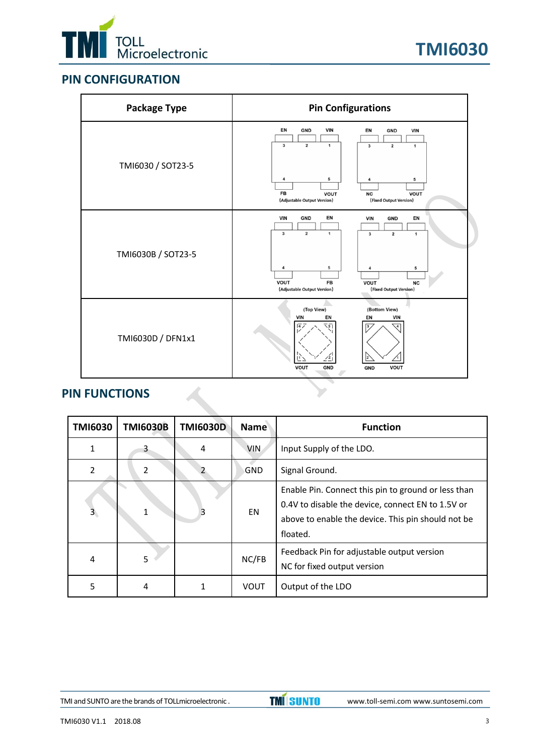## PIN CONFIGURATION

| Package Type | Pin Configurations |
|---|---|
| TMI6030 / SOT23-5 | EN(3), GND(2), VIN(1), FB(4), VOUT(5) (Adjustable Output Version); EN(3), GND(2), VIN(1), NC(4), VOUT(5) (Fixed Output Version) |
| TMI6030B / SOT23-5 | VIN(3), GND(2), EN(1), VOUT(4), FB(5) (Adjustable Output Version); VIN(3), GND(2), EN(1), VOUT(4), NC(5) (Fixed Output Version) |
| TMI6030D / DFN1x1 | (Top View) VIN(4), EN(3), VOUT(1), GND(2); (Bottom View) EN(3), VIN(4), GND(2), VOUT(1) |

## PIN FUNCTIONS

| TMI6030 | TMI6030B | TMI6030D | Name | Function |
|---|---|---|---|---|
| 1 | 3 | 4 | VIN | Input Supply of the LDO. |
| 2 | 2 | 2 | GND | Signal Ground. |
| 3 | 1 | 3 | EN | Enable Pin. Connect this pin to ground or less than 0.4V to disable the device, connect EN to 1.5V or above to enable the device. This pin should not be floated. |
| 4 | 5 | | NC/FB | Feedback Pin for adjustable output version<br>NC for fixed output version |
| 5 | 4 | 1 | VOUT | Output of the LDO |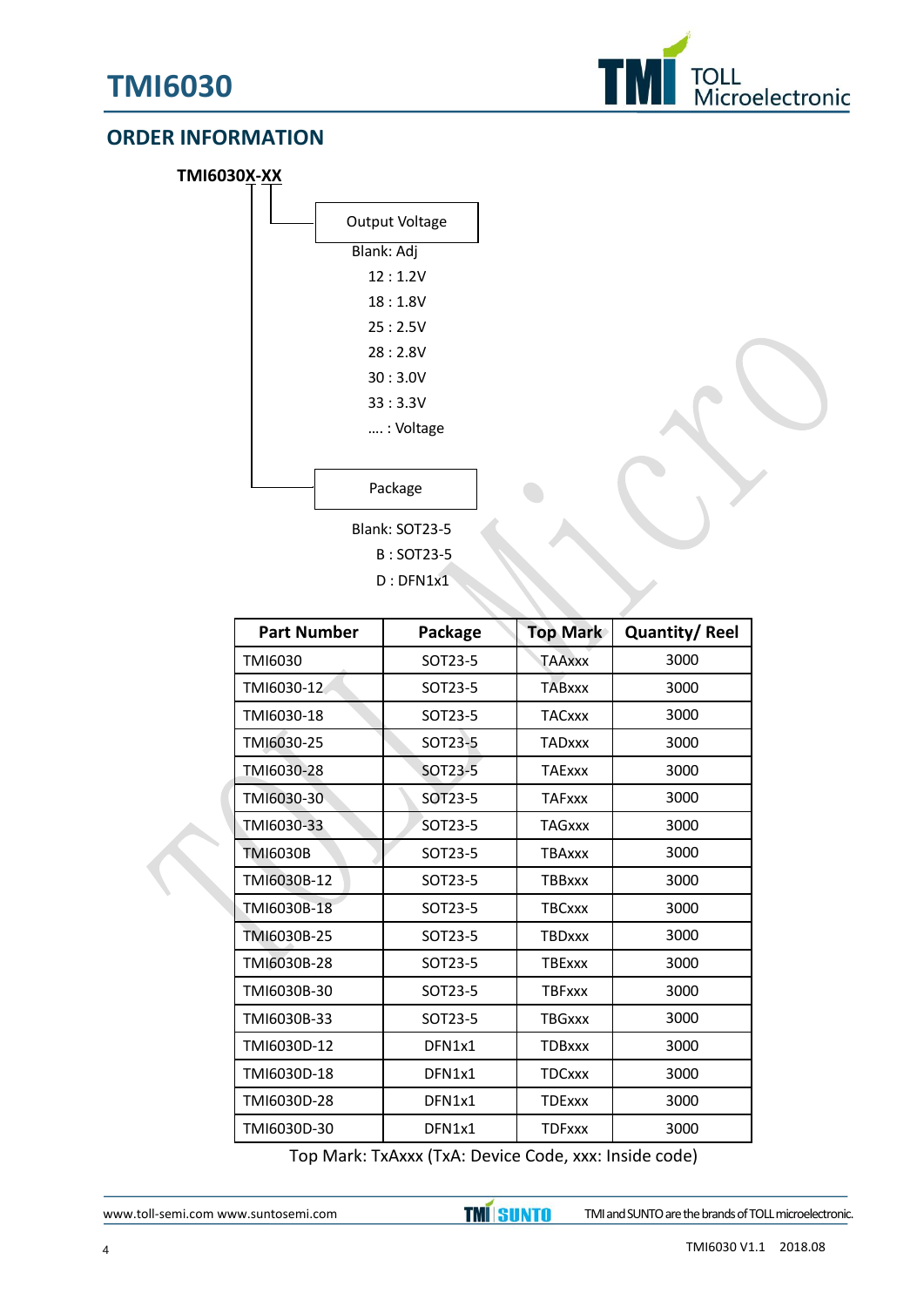## ORDER INFORMATION

**TMI6030X-XX**

Output Voltage

Blank: Adj
12 : 1.2V
18 : 1.8V
25 : 2.5V
28 : 2.8V
30 : 3.0V
33 : 3.3V
…. : Voltage

Package

Blank: SOT23-5
B : SOT23-5
D : DFN1x1

| Part Number | Package | Top Mark | Quantity/ Reel |
|---|---|---|---|
| TMI6030 | SOT23-5 | TAAxxx | 3000 |
| TMI6030-12 | SOT23-5 | TABxxx | 3000 |
| TMI6030-18 | SOT23-5 | TACxxx | 3000 |
| TMI6030-25 | SOT23-5 | TADxxx | 3000 |
| TMI6030-28 | SOT23-5 | TAExxx | 3000 |
| TMI6030-30 | SOT23-5 | TAFxxx | 3000 |
| TMI6030-33 | SOT23-5 | TAGxxx | 3000 |
| TMI6030B | SOT23-5 | TBAxxx | 3000 |
| TMI6030B-12 | SOT23-5 | TBBxxx | 3000 |
| TMI6030B-18 | SOT23-5 | TBCxxx | 3000 |
| TMI6030B-25 | SOT23-5 | TBDxxx | 3000 |
| TMI6030B-28 | SOT23-5 | TBExxx | 3000 |
| TMI6030B-30 | SOT23-5 | TBFxxx | 3000 |
| TMI6030B-33 | SOT23-5 | TBGxxx | 3000 |
| TMI6030D-12 | DFN1x1 | TDBxxx | 3000 |
| TMI6030D-18 | DFN1x1 | TDCxxx | 3000 |
| TMI6030D-28 | DFN1x1 | TDExxx | 3000 |
| TMI6030D-30 | DFN1x1 | TDFxxx | 3000 |

Top Mark: TxAxxx (TxA: Device Code, xxx: Inside code)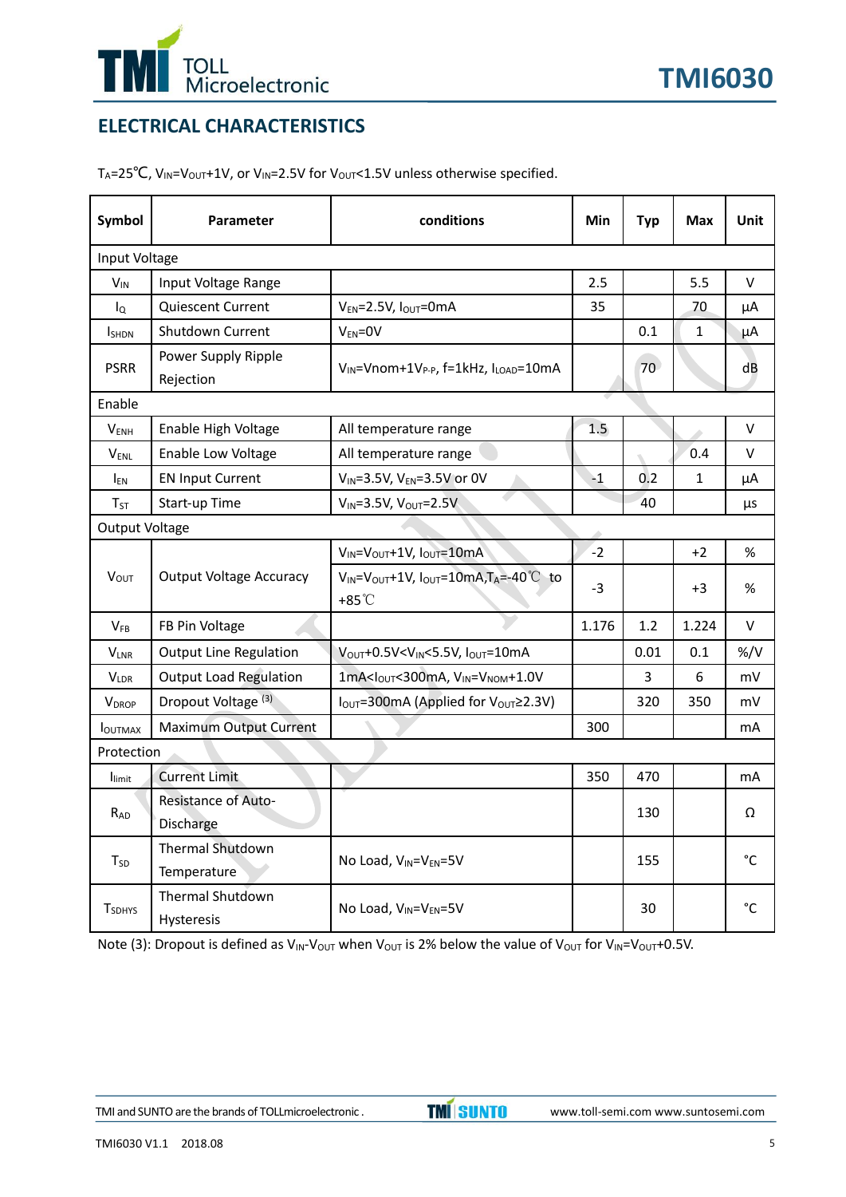## ELECTRICAL CHARACTERISTICS

$T_A$=25℃, $V_{IN}$=$V_{OUT}$+1V, or $V_{IN}$=2.5V for $V_{OUT}$<1.5V unless otherwise specified.

| Symbol | Parameter | conditions | Min | Typ | Max | Unit |
|---|---|---|---|---|---|---|
| Input Voltage | | | | | | |
| $V_{IN}$ | Input Voltage Range | | 2.5 | | 5.5 | V |
| $I_Q$ | Quiescent Current | $V_{EN}$=2.5V, $I_{OUT}$=0mA | 35 | | 70 | μA |
| $I_{SHDN}$ | Shutdown Current | $V_{EN}$=0V | | 0.1 | 1 | μA |
| PSRR | Power Supply Ripple Rejection | $V_{IN}$=Vnom+1$V_{P-P}$, f=1kHz, $I_{LOAD}$=10mA | | 70 | | dB |
| Enable | | | | | | |
| $V_{ENH}$ | Enable High Voltage | All temperature range | 1.5 | | | V |
| $V_{ENL}$ | Enable Low Voltage | All temperature range | | | 0.4 | V |
| $I_{EN}$ | EN Input Current | $V_{IN}$=3.5V, $V_{EN}$=3.5V or 0V | -1 | 0.2 | 1 | μA |
| $T_{ST}$ | Start-up Time | $V_{IN}$=3.5V, $V_{OUT}$=2.5V | | 40 | | μs |
| Output Voltage | | | | | | |
| $V_{OUT}$ | Output Voltage Accuracy | $V_{IN}$=$V_{OUT}$+1V, $I_{OUT}$=10mA | -2 | | +2 | % |
| | | $V_{IN}$=$V_{OUT}$+1V, $I_{OUT}$=10mA,$T_A$=-40℃ to +85℃ | -3 | | +3 | % |
| $V_{FB}$ | FB Pin Voltage | | 1.176 | 1.2 | 1.224 | V |
| $V_{LNR}$ | Output Line Regulation | $V_{OUT}$+0.5V<$V_{IN}$<5.5V, $I_{OUT}$=10mA | | 0.01 | 0.1 | %/V |
| $V_{LDR}$ | Output Load Regulation | 1mA<$I_{OUT}$<300mA, $V_{IN}$=$V_{NOM}$+1.0V | | 3 | 6 | mV |
| $V_{DROP}$ | Dropout Voltage (3) | $I_{OUT}$=300mA (Applied for $V_{OUT}$≥2.3V) | | 320 | 350 | mV |
| $I_{OUTMAX}$ | Maximum Output Current | | 300 | | | mA |
| Protection | | | | | | |
| $I_{limit}$ | Current Limit | | 350 | 470 | | mA |
| $R_{AD}$ | Resistance of Auto-Discharge | | | 130 | | Ω |
| $T_{SD}$ | Thermal Shutdown Temperature | No Load, $V_{IN}$=$V_{EN}$=5V | | 155 | | °C |
| $T_{SDHYS}$ | Thermal Shutdown Hysteresis | No Load, $V_{IN}$=$V_{EN}$=5V | | 30 | | °C |

Note (3): Dropout is defined as $V_{IN}$-$V_{OUT}$ when $V_{OUT}$ is 2% below the value of $V_{OUT}$ for $V_{IN}$=$V_{OUT}$+0.5V.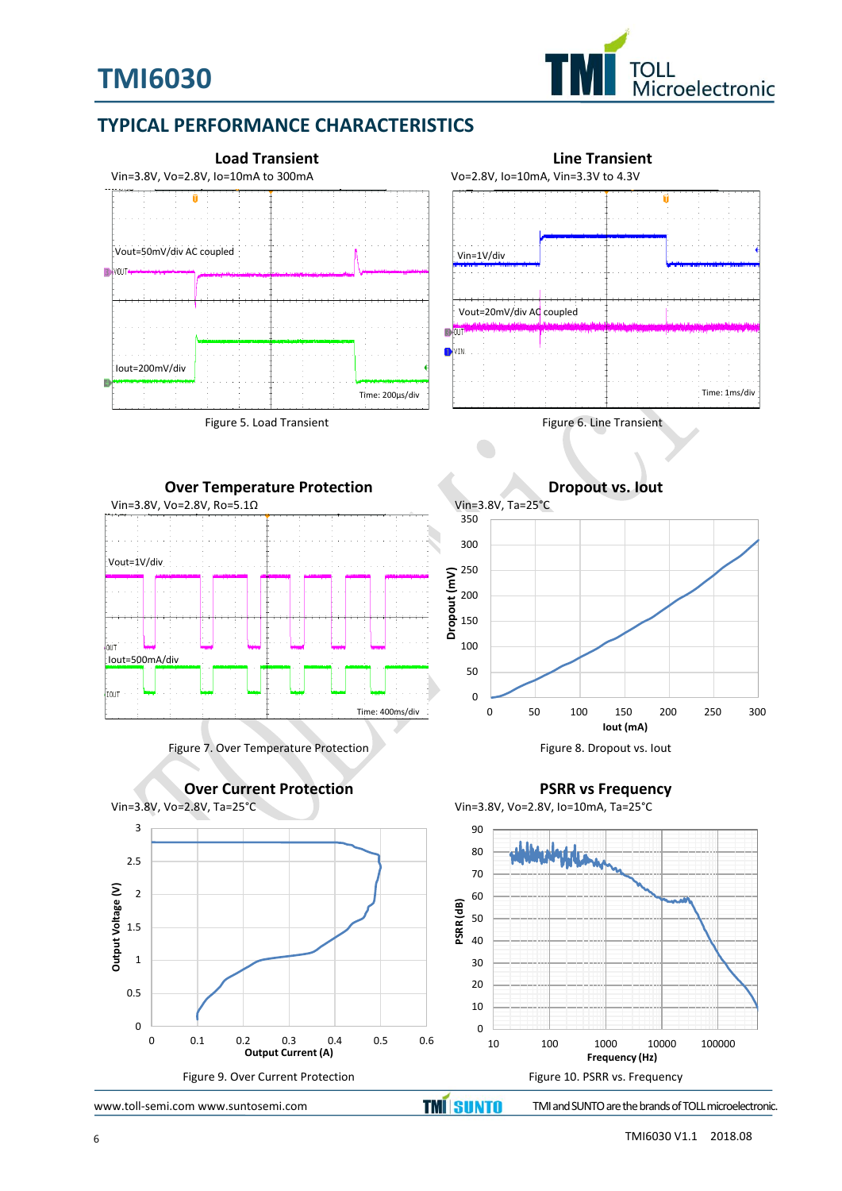## TYPICAL PERFORMANCE CHARACTERISTICS

**Load Transient**

Vin=3.8V, Vo=2.8V, Io=10mA to 300mA

Vout=50mV/div AC coupled

Iout=200mV/div

Time: 200µs/div

Figure 5. Load Transient

**Line Transient**

Vo=2.8V, Io=10mA, Vin=3.3V to 4.3V

Vin=1V/div

Vout=20mV/div AC coupled

Time: 1ms/div

Figure 6. Line Transient

**Over Temperature Protection**

Vin=3.8V, Vo=2.8V, Ro=5.1Ω

Vout=1V/div

Iout=500mA/div

Time: 400ms/div

Figure 7. Over Temperature Protection

**Dropout vs. Iout**

Vin=3.8V, Ta=25°C

Figure 8. Dropout vs. Iout

**Over Current Protection**

Vin=3.8V, Vo=2.8V, Ta=25°C

Figure 9. Over Current Protection

**PSRR vs Frequency**

Vin=3.8V, Vo=2.8V, Io=10mA, Ta=25°C

Figure 10. PSRR vs. Frequency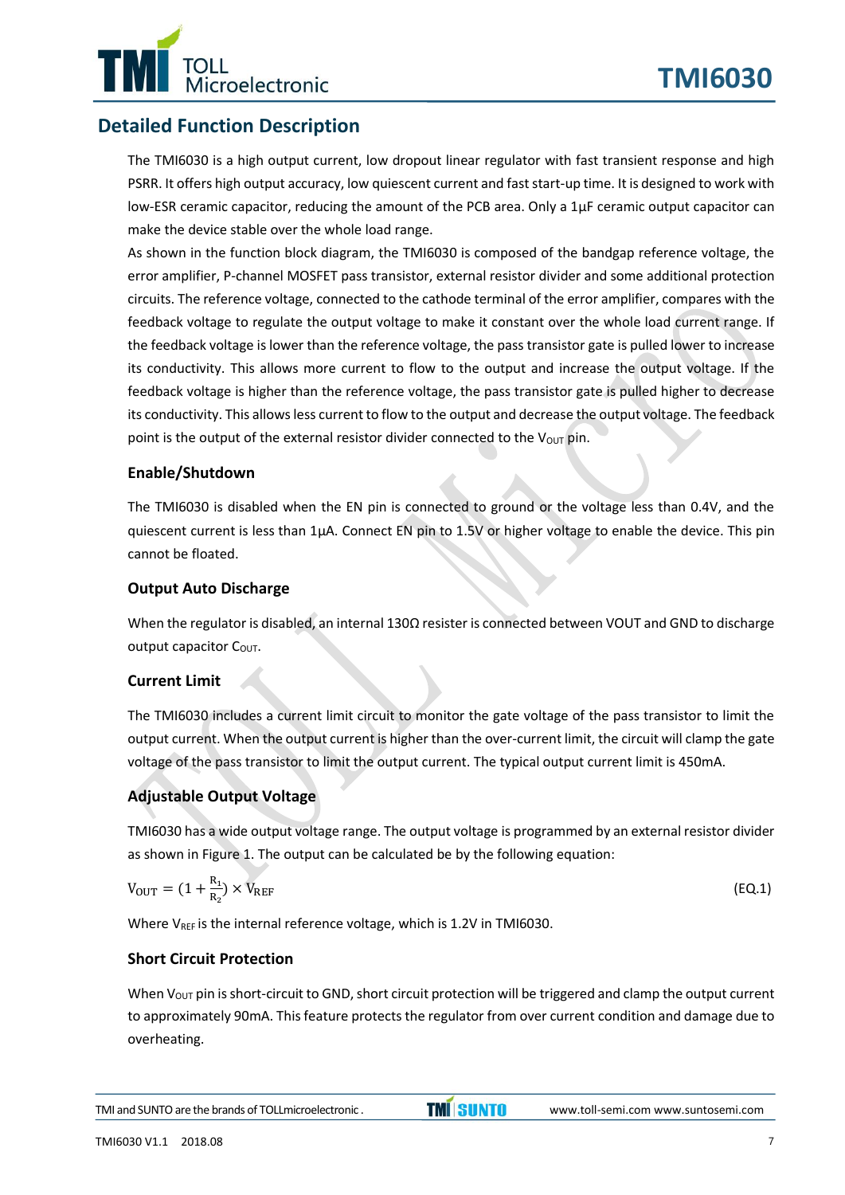## Detailed Function Description

The TMI6030 is a high output current, low dropout linear regulator with fast transient response and high PSRR. It offers high output accuracy, low quiescent current and fast start-up time. It is designed to work with low-ESR ceramic capacitor, reducing the amount of the PCB area. Only a 1µF ceramic output capacitor can make the device stable over the whole load range.

As shown in the function block diagram, the TMI6030 is composed of the bandgap reference voltage, the error amplifier, P-channel MOSFET pass transistor, external resistor divider and some additional protection circuits. The reference voltage, connected to the cathode terminal of the error amplifier, compares with the feedback voltage to regulate the output voltage to make it constant over the whole load current range. If the feedback voltage is lower than the reference voltage, the pass transistor gate is pulled lower to increase its conductivity. This allows more current to flow to the output and increase the output voltage. If the feedback voltage is higher than the reference voltage, the pass transistor gate is pulled higher to decrease its conductivity. This allows less current to flow to the output and decrease the output voltage. The feedback point is the output of the external resistor divider connected to the $V_{OUT}$ pin.

### Enable/Shutdown

The TMI6030 is disabled when the EN pin is connected to ground or the voltage less than 0.4V, and the quiescent current is less than 1µA. Connect EN pin to 1.5V or higher voltage to enable the device. This pin cannot be floated.

### Output Auto Discharge

When the regulator is disabled, an internal 130Ω resister is connected between VOUT and GND to discharge output capacitor $C_{OUT}$.

### Current Limit

The TMI6030 includes a current limit circuit to monitor the gate voltage of the pass transistor to limit the output current. When the output current is higher than the over-current limit, the circuit will clamp the gate voltage of the pass transistor to limit the output current. The typical output current limit is 450mA.

### Adjustable Output Voltage

TMI6030 has a wide output voltage range. The output voltage is programmed by an external resistor divider as shown in Figure 1. The output can be calculated be by the following equation:

$$V_{OUT} = (1 + \frac{R_1}{R_2}) \times V_{REF} \quad \text{(EQ.1)}$$

Where $V_{REF}$ is the internal reference voltage, which is 1.2V in TMI6030.

### Short Circuit Protection

When $V_{OUT}$ pin is short-circuit to GND, short circuit protection will be triggered and clamp the output current to approximately 90mA. This feature protects the regulator from over current condition and damage due to overheating.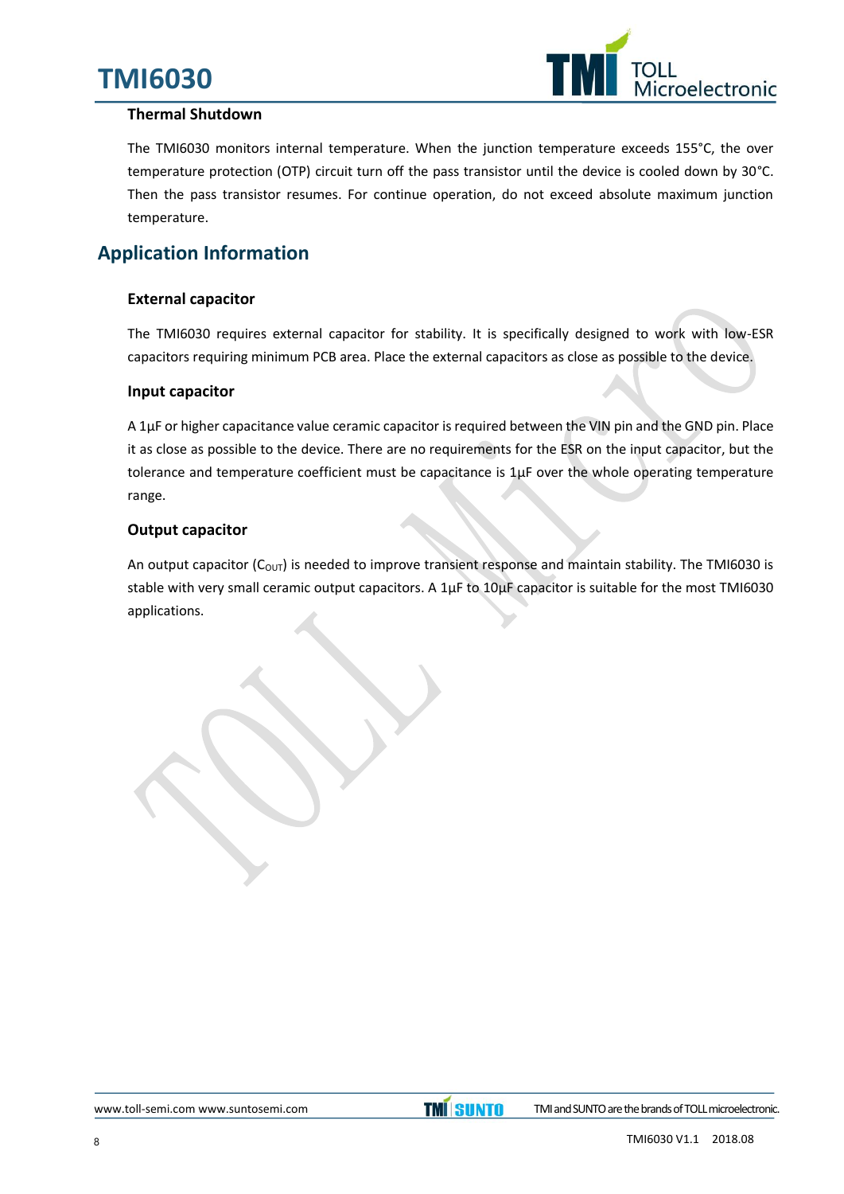### Thermal Shutdown

The TMI6030 monitors internal temperature. When the junction temperature exceeds 155°C, the over temperature protection (OTP) circuit turn off the pass transistor until the device is cooled down by 30°C. Then the pass transistor resumes. For continue operation, do not exceed absolute maximum junction temperature.

## Application Information

### External capacitor

The TMI6030 requires external capacitor for stability. It is specifically designed to work with low-ESR capacitors requiring minimum PCB area. Place the external capacitors as close as possible to the device.

### Input capacitor

A 1μF or higher capacitance value ceramic capacitor is required between the VIN pin and the GND pin. Place it as close as possible to the device. There are no requirements for the ESR on the input capacitor, but the tolerance and temperature coefficient must be capacitance is 1μF over the whole operating temperature range.

### Output capacitor

An output capacitor ($C_{OUT}$) is needed to improve transient response and maintain stability. The TMI6030 is stable with very small ceramic output capacitors. A 1μF to 10μF capacitor is suitable for the most TMI6030 applications.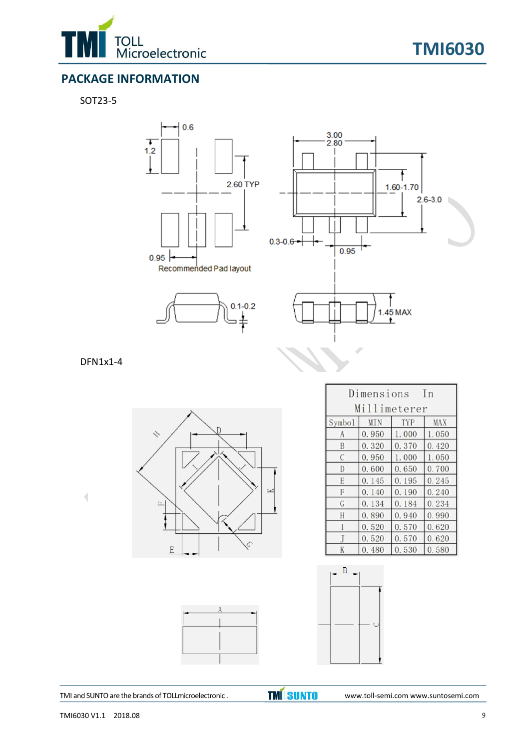## PACKAGE INFORMATION

SOT23-5

0.6

1.2

2.60 TYP

0.95

Recommended Pad layout

3.00
2.80

1.60-1.70

2.6-3.0

0.3-0.6

0.95

0.1-0.2

1.45 MAX

DFN1x1-4

| Dimensions In Millimeterer | | | |
|---|---|---|---|
| Symbol | MIN | TYP | MAX |
| A | 0.950 | 1.000 | 1.050 |
| B | 0.320 | 0.370 | 0.420 |
| C | 0.950 | 1.000 | 1.050 |
| D | 0.600 | 0.650 | 0.700 |
| E | 0.145 | 0.195 | 0.245 |
| F | 0.140 | 0.190 | 0.240 |
| G | 0.134 | 0.184 | 0.234 |
| H | 0.890 | 0.940 | 0.990 |
| I | 0.520 | 0.570 | 0.620 |
| J | 0.520 | 0.570 | 0.620 |
| K | 0.480 | 0.530 | 0.580 |

TMI and SUNTO are the brands of TOLLmicroelectronic. www.toll-semi.com www.suntosemi.com

TMI6030 V1.1 2018.08